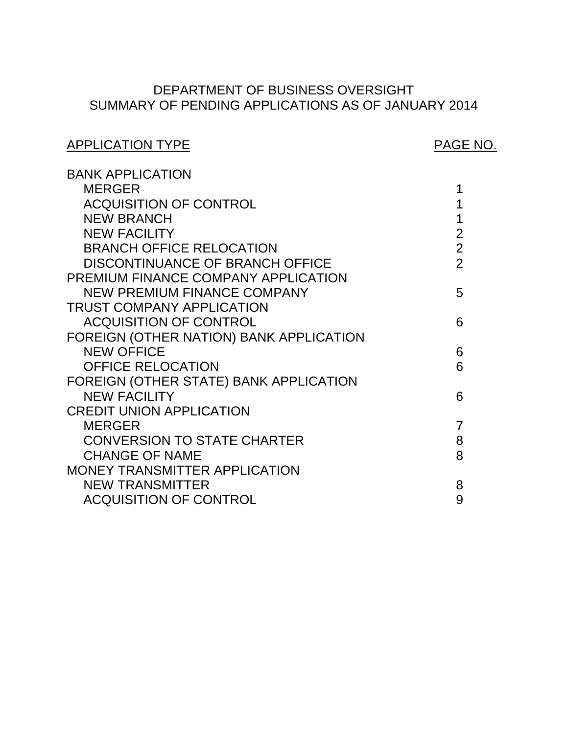# DEPARTMENT OF BUSINESS OVERSIGHT
## SUMMARY OF PENDING APPLICATIONS AS OF JANUARY 2014

| APPLICATION TYPE | PAGE NO. |
|---|---|
| BANK APPLICATION | |
| MERGER | 1 |
| ACQUISITION OF CONTROL | 1 |
| NEW BRANCH | 1 |
| NEW FACILITY | 2 |
| BRANCH OFFICE RELOCATION | 2 |
| DISCONTINUANCE OF BRANCH OFFICE | 2 |
| PREMIUM FINANCE COMPANY APPLICATION | |
| NEW PREMIUM FINANCE COMPANY | 5 |
| TRUST COMPANY APPLICATION | |
| ACQUISITION OF CONTROL | 6 |
| FOREIGN (OTHER NATION) BANK APPLICATION | |
| NEW OFFICE | 6 |
| OFFICE RELOCATION | 6 |
| FOREIGN (OTHER STATE) BANK APPLICATION | |
| NEW FACILITY | 6 |
| CREDIT UNION APPLICATION | |
| MERGER | 7 |
| CONVERSION TO STATE CHARTER | 8 |
| CHANGE OF NAME | 8 |
| MONEY TRANSMITTER APPLICATION | |
| NEW TRANSMITTER | 8 |
| ACQUISITION OF CONTROL | 9 |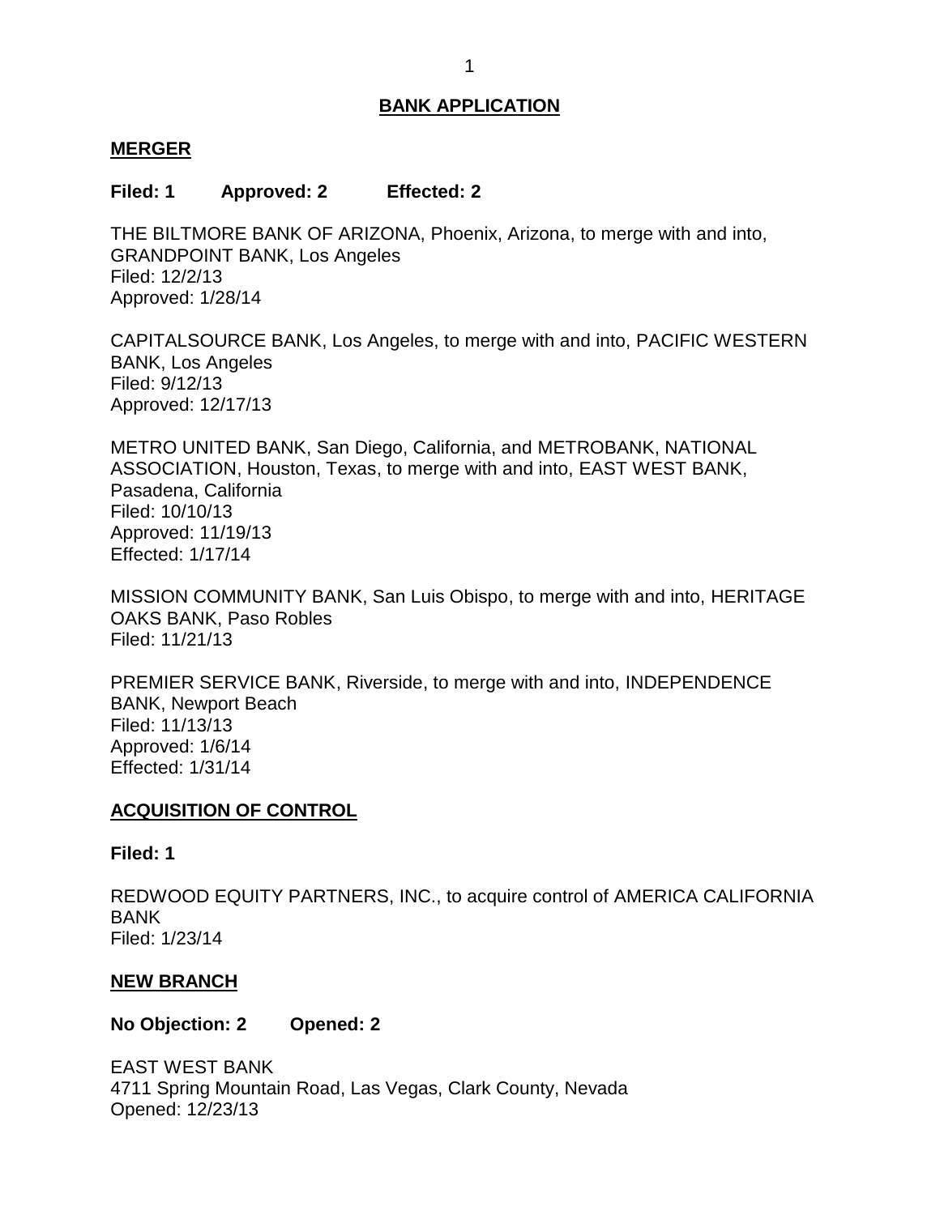# BANK APPLICATION

## MERGER

**Filed: 1 Approved: 2 Effected: 2**

THE BILTMORE BANK OF ARIZONA, Phoenix, Arizona, to merge with and into, GRANDPOINT BANK, Los Angeles
Filed: 12/2/13
Approved: 1/28/14

CAPITALSOURCE BANK, Los Angeles, to merge with and into, PACIFIC WESTERN BANK, Los Angeles
Filed: 9/12/13
Approved: 12/17/13

METRO UNITED BANK, San Diego, California, and METROBANK, NATIONAL ASSOCIATION, Houston, Texas, to merge with and into, EAST WEST BANK, Pasadena, California
Filed: 10/10/13
Approved: 11/19/13
Effected: 1/17/14

MISSION COMMUNITY BANK, San Luis Obispo, to merge with and into, HERITAGE OAKS BANK, Paso Robles
Filed: 11/21/13

PREMIER SERVICE BANK, Riverside, to merge with and into, INDEPENDENCE BANK, Newport Beach
Filed: 11/13/13
Approved: 1/6/14
Effected: 1/31/14

## ACQUISITION OF CONTROL

**Filed: 1**

REDWOOD EQUITY PARTNERS, INC., to acquire control of AMERICA CALIFORNIA BANK
Filed: 1/23/14

## NEW BRANCH

**No Objection: 2 Opened: 2**

EAST WEST BANK
4711 Spring Mountain Road, Las Vegas, Clark County, Nevada
Opened: 12/23/13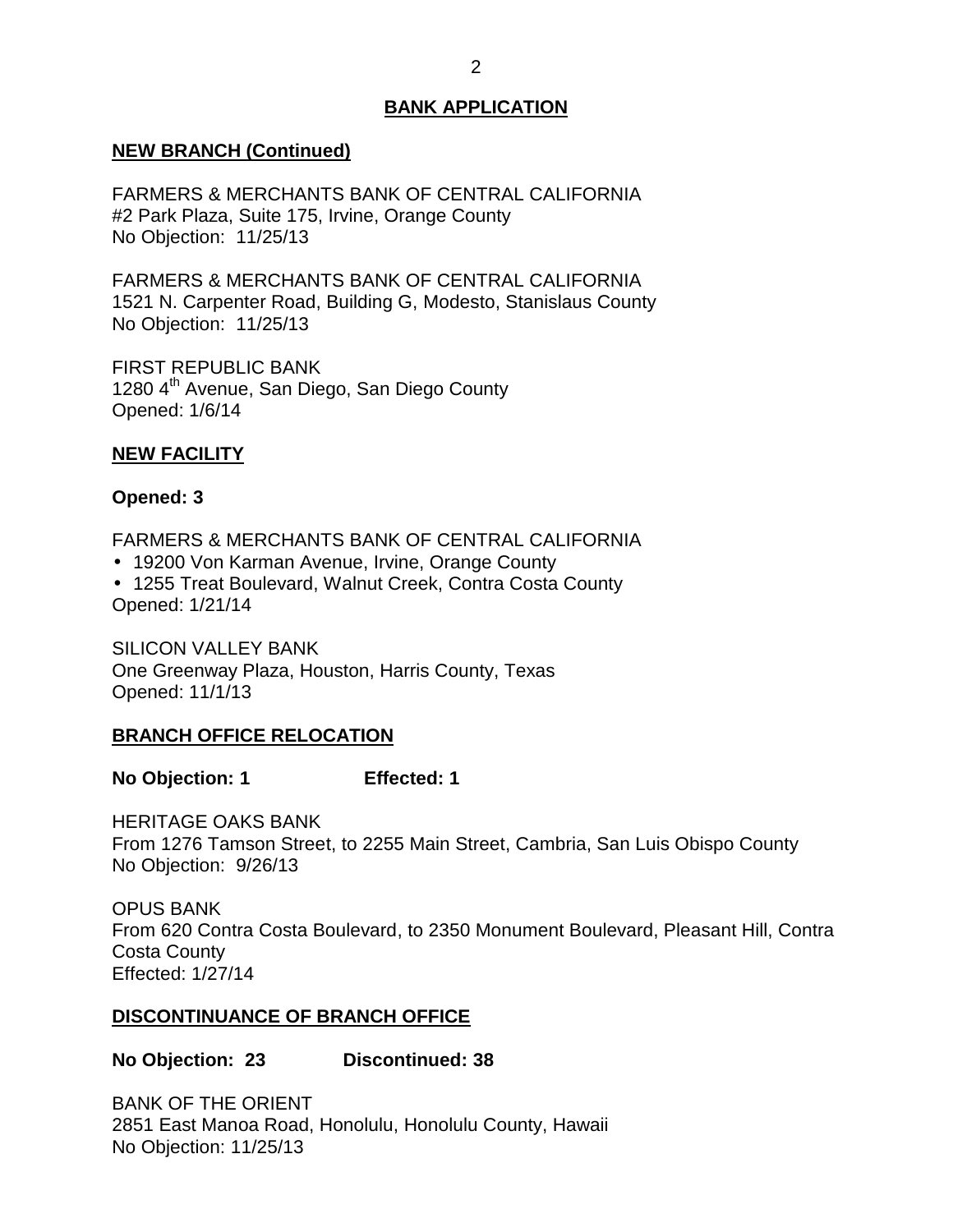## BANK APPLICATION

### NEW BRANCH (Continued)

FARMERS & MERCHANTS BANK OF CENTRAL CALIFORNIA
#2 Park Plaza, Suite 175, Irvine, Orange County
No Objection: 11/25/13

FARMERS & MERCHANTS BANK OF CENTRAL CALIFORNIA
1521 N. Carpenter Road, Building G, Modesto, Stanislaus County
No Objection: 11/25/13

FIRST REPUBLIC BANK
1280 4th Avenue, San Diego, San Diego County
Opened: 1/6/14

### NEW FACILITY

**Opened: 3**

FARMERS & MERCHANTS BANK OF CENTRAL CALIFORNIA
- 19200 Von Karman Avenue, Irvine, Orange County
- 1255 Treat Boulevard, Walnut Creek, Contra Costa County

Opened: 1/21/14

SILICON VALLEY BANK
One Greenway Plaza, Houston, Harris County, Texas
Opened: 11/1/13

### BRANCH OFFICE RELOCATION

**No Objection: 1 Effected: 1**

HERITAGE OAKS BANK
From 1276 Tamson Street, to 2255 Main Street, Cambria, San Luis Obispo County
No Objection: 9/26/13

OPUS BANK
From 620 Contra Costa Boulevard, to 2350 Monument Boulevard, Pleasant Hill, Contra Costa County
Effected: 1/27/14

### DISCONTINUANCE OF BRANCH OFFICE

**No Objection: 23 Discontinued: 38**

BANK OF THE ORIENT
2851 East Manoa Road, Honolulu, Honolulu County, Hawaii
No Objection: 11/25/13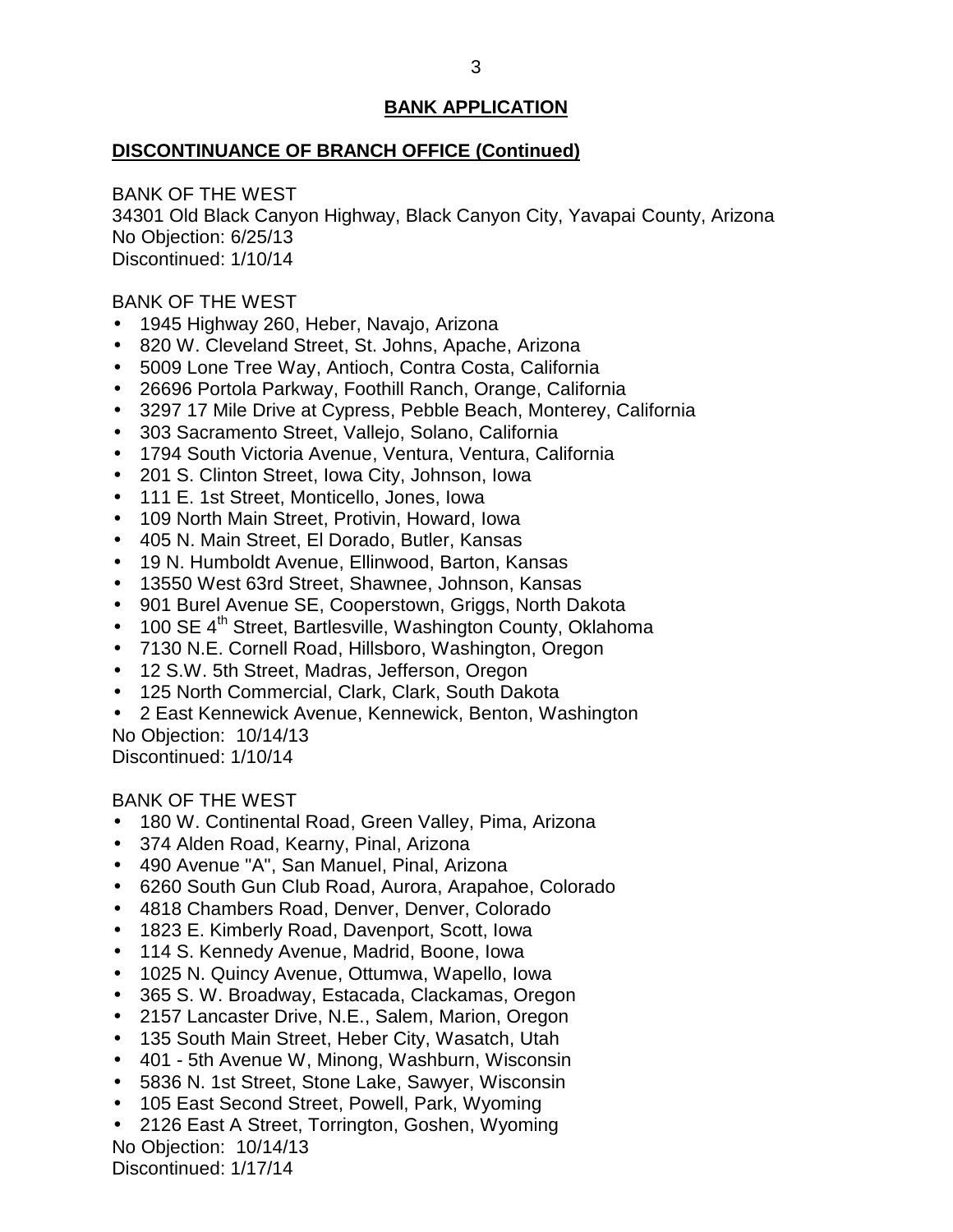## BANK APPLICATION

### DISCONTINUANCE OF BRANCH OFFICE (Continued)

BANK OF THE WEST
34301 Old Black Canyon Highway, Black Canyon City, Yavapai County, Arizona
No Objection: 6/25/13
Discontinued: 1/10/14

BANK OF THE WEST

- 1945 Highway 260, Heber, Navajo, Arizona
- 820 W. Cleveland Street, St. Johns, Apache, Arizona
- 5009 Lone Tree Way, Antioch, Contra Costa, California
- 26696 Portola Parkway, Foothill Ranch, Orange, California
- 3297 17 Mile Drive at Cypress, Pebble Beach, Monterey, California
- 303 Sacramento Street, Vallejo, Solano, California
- 1794 South Victoria Avenue, Ventura, Ventura, California
- 201 S. Clinton Street, Iowa City, Johnson, Iowa
- 111 E. 1st Street, Monticello, Jones, Iowa
- 109 North Main Street, Protivin, Howard, Iowa
- 405 N. Main Street, El Dorado, Butler, Kansas
- 19 N. Humboldt Avenue, Ellinwood, Barton, Kansas
- 13550 West 63rd Street, Shawnee, Johnson, Kansas
- 901 Burel Avenue SE, Cooperstown, Griggs, North Dakota
- 100 SE 4th Street, Bartlesville, Washington County, Oklahoma
- 7130 N.E. Cornell Road, Hillsboro, Washington, Oregon
- 12 S.W. 5th Street, Madras, Jefferson, Oregon
- 125 North Commercial, Clark, Clark, South Dakota
- 2 East Kennewick Avenue, Kennewick, Benton, Washington

No Objection: 10/14/13
Discontinued: 1/10/14

BANK OF THE WEST

- 180 W. Continental Road, Green Valley, Pima, Arizona
- 374 Alden Road, Kearny, Pinal, Arizona
- 490 Avenue "A", San Manuel, Pinal, Arizona
- 6260 South Gun Club Road, Aurora, Arapahoe, Colorado
- 4818 Chambers Road, Denver, Denver, Colorado
- 1823 E. Kimberly Road, Davenport, Scott, Iowa
- 114 S. Kennedy Avenue, Madrid, Boone, Iowa
- 1025 N. Quincy Avenue, Ottumwa, Wapello, Iowa
- 365 S. W. Broadway, Estacada, Clackamas, Oregon
- 2157 Lancaster Drive, N.E., Salem, Marion, Oregon
- 135 South Main Street, Heber City, Wasatch, Utah
- 401 - 5th Avenue W, Minong, Washburn, Wisconsin
- 5836 N. 1st Street, Stone Lake, Sawyer, Wisconsin
- 105 East Second Street, Powell, Park, Wyoming
- 2126 East A Street, Torrington, Goshen, Wyoming

No Objection: 10/14/13
Discontinued: 1/17/14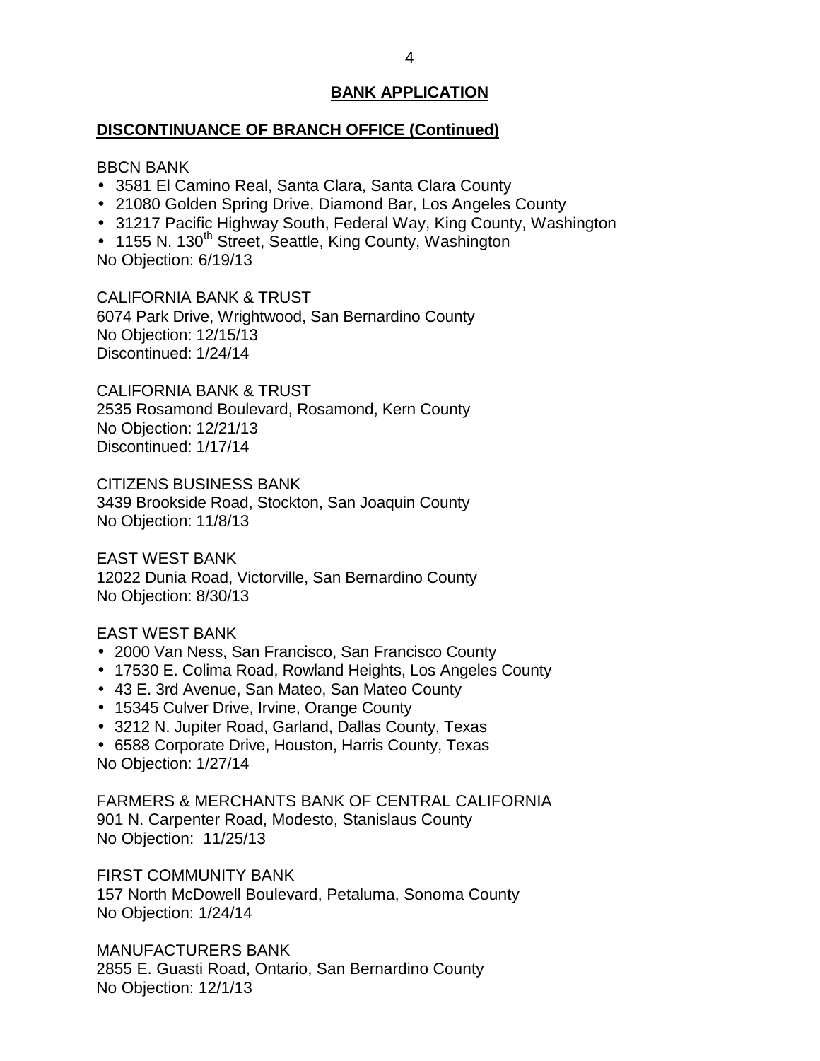## BANK APPLICATION

### DISCONTINUANCE OF BRANCH OFFICE (Continued)

BBCN BANK
- 3581 El Camino Real, Santa Clara, Santa Clara County
- 21080 Golden Spring Drive, Diamond Bar, Los Angeles County
- 31217 Pacific Highway South, Federal Way, King County, Washington
- 1155 N. 130th Street, Seattle, King County, Washington

No Objection: 6/19/13

CALIFORNIA BANK & TRUST
6074 Park Drive, Wrightwood, San Bernardino County
No Objection: 12/15/13
Discontinued: 1/24/14

CALIFORNIA BANK & TRUST
2535 Rosamond Boulevard, Rosamond, Kern County
No Objection: 12/21/13
Discontinued: 1/17/14

CITIZENS BUSINESS BANK
3439 Brookside Road, Stockton, San Joaquin County
No Objection: 11/8/13

EAST WEST BANK
12022 Dunia Road, Victorville, San Bernardino County
No Objection: 8/30/13

EAST WEST BANK
- 2000 Van Ness, San Francisco, San Francisco County
- 17530 E. Colima Road, Rowland Heights, Los Angeles County
- 43 E. 3rd Avenue, San Mateo, San Mateo County
- 15345 Culver Drive, Irvine, Orange County
- 3212 N. Jupiter Road, Garland, Dallas County, Texas
- 6588 Corporate Drive, Houston, Harris County, Texas

No Objection: 1/27/14

FARMERS & MERCHANTS BANK OF CENTRAL CALIFORNIA
901 N. Carpenter Road, Modesto, Stanislaus County
No Objection: 11/25/13

FIRST COMMUNITY BANK
157 North McDowell Boulevard, Petaluma, Sonoma County
No Objection: 1/24/14

MANUFACTURERS BANK
2855 E. Guasti Road, Ontario, San Bernardino County
No Objection: 12/1/13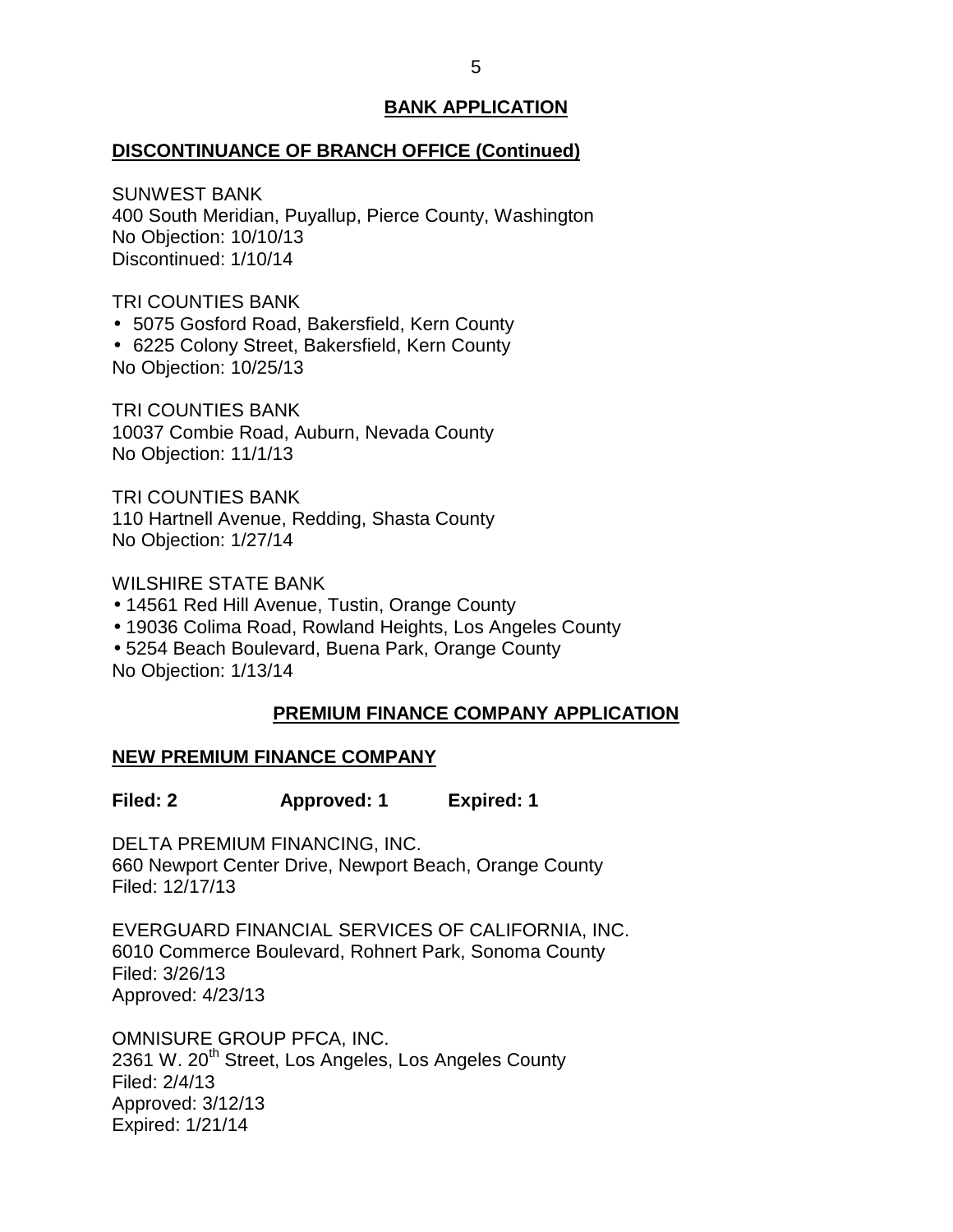## BANK APPLICATION

### DISCONTINUANCE OF BRANCH OFFICE (Continued)

SUNWEST BANK
400 South Meridian, Puyallup, Pierce County, Washington
No Objection: 10/10/13
Discontinued: 1/10/14

TRI COUNTIES BANK
- 5075 Gosford Road, Bakersfield, Kern County
- 6225 Colony Street, Bakersfield, Kern County

No Objection: 10/25/13

TRI COUNTIES BANK
10037 Combie Road, Auburn, Nevada County
No Objection: 11/1/13

TRI COUNTIES BANK
110 Hartnell Avenue, Redding, Shasta County
No Objection: 1/27/14

WILSHIRE STATE BANK
- 14561 Red Hill Avenue, Tustin, Orange County
- 19036 Colima Road, Rowland Heights, Los Angeles County
- 5254 Beach Boulevard, Buena Park, Orange County

No Objection: 1/13/14

## PREMIUM FINANCE COMPANY APPLICATION

### NEW PREMIUM FINANCE COMPANY

**Filed: 2 Approved: 1 Expired: 1**

DELTA PREMIUM FINANCING, INC.
660 Newport Center Drive, Newport Beach, Orange County
Filed: 12/17/13

EVERGUARD FINANCIAL SERVICES OF CALIFORNIA, INC.
6010 Commerce Boulevard, Rohnert Park, Sonoma County
Filed: 3/26/13
Approved: 4/23/13

OMNISURE GROUP PFCA, INC.
2361 W. 20th Street, Los Angeles, Los Angeles County
Filed: 2/4/13
Approved: 3/12/13
Expired: 1/21/14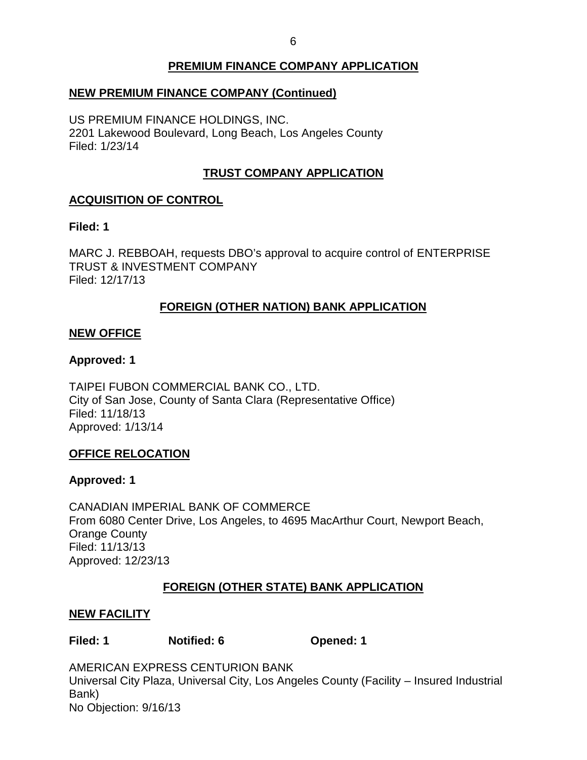## PREMIUM FINANCE COMPANY APPLICATION

### NEW PREMIUM FINANCE COMPANY (Continued)

US PREMIUM FINANCE HOLDINGS, INC.
2201 Lakewood Boulevard, Long Beach, Los Angeles County
Filed: 1/23/14

## TRUST COMPANY APPLICATION

### ACQUISITION OF CONTROL

**Filed: 1**

MARC J. REBBOAH, requests DBO's approval to acquire control of ENTERPRISE TRUST & INVESTMENT COMPANY
Filed: 12/17/13

## FOREIGN (OTHER NATION) BANK APPLICATION

### NEW OFFICE

**Approved: 1**

TAIPEI FUBON COMMERCIAL BANK CO., LTD.
City of San Jose, County of Santa Clara (Representative Office)
Filed: 11/18/13
Approved: 1/13/14

### OFFICE RELOCATION

**Approved: 1**

CANADIAN IMPERIAL BANK OF COMMERCE
From 6080 Center Drive, Los Angeles, to 4695 MacArthur Court, Newport Beach, Orange County
Filed: 11/13/13
Approved: 12/23/13

## FOREIGN (OTHER STATE) BANK APPLICATION

### NEW FACILITY

**Filed: 1** **Notified: 6** **Opened: 1**

AMERICAN EXPRESS CENTURION BANK
Universal City Plaza, Universal City, Los Angeles County (Facility – Insured Industrial Bank)
No Objection: 9/16/13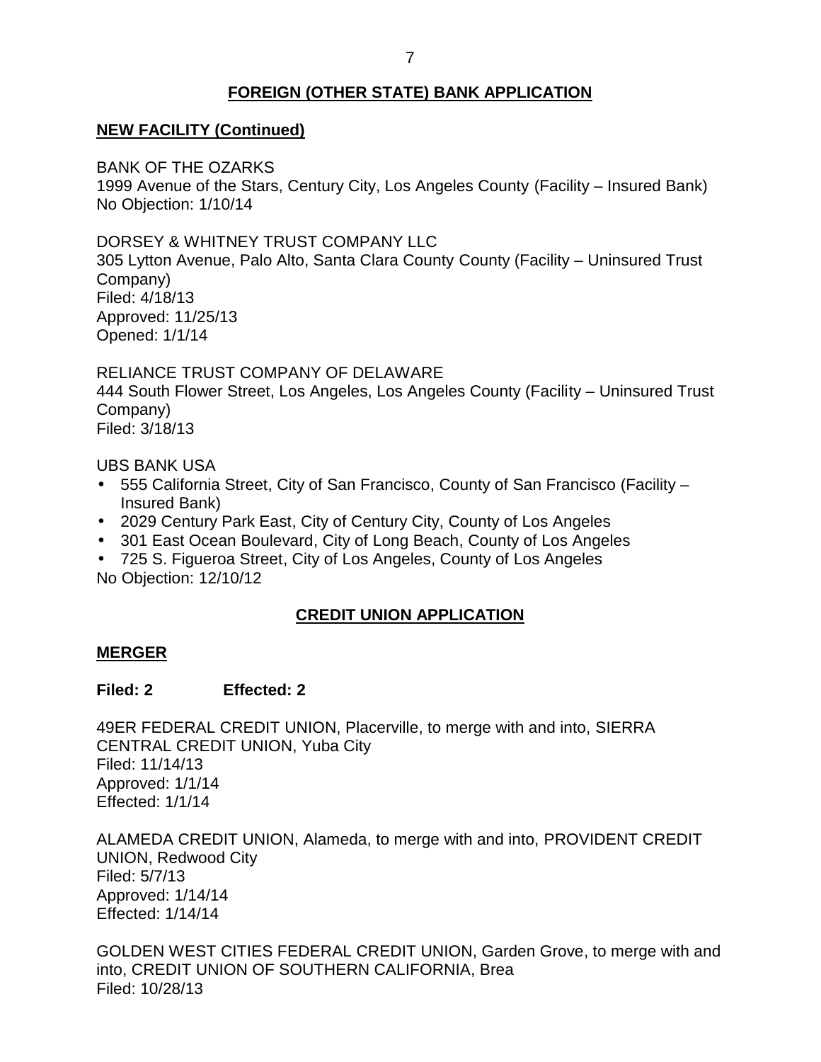## FOREIGN (OTHER STATE) BANK APPLICATION

### NEW FACILITY (Continued)

BANK OF THE OZARKS
1999 Avenue of the Stars, Century City, Los Angeles County (Facility – Insured Bank)
No Objection: 1/10/14

DORSEY & WHITNEY TRUST COMPANY LLC
305 Lytton Avenue, Palo Alto, Santa Clara County County (Facility – Uninsured Trust Company)
Filed: 4/18/13
Approved: 11/25/13
Opened: 1/1/14

RELIANCE TRUST COMPANY OF DELAWARE
444 South Flower Street, Los Angeles, Los Angeles County (Facility – Uninsured Trust Company)
Filed: 3/18/13

UBS BANK USA

- 555 California Street, City of San Francisco, County of San Francisco (Facility – Insured Bank)
- 2029 Century Park East, City of Century City, County of Los Angeles
- 301 East Ocean Boulevard, City of Long Beach, County of Los Angeles
- 725 S. Figueroa Street, City of Los Angeles, County of Los Angeles

No Objection: 12/10/12

## CREDIT UNION APPLICATION

### MERGER

**Filed: 2 Effected: 2**

49ER FEDERAL CREDIT UNION, Placerville, to merge with and into, SIERRA CENTRAL CREDIT UNION, Yuba City
Filed: 11/14/13
Approved: 1/1/14
Effected: 1/1/14

ALAMEDA CREDIT UNION, Alameda, to merge with and into, PROVIDENT CREDIT UNION, Redwood City
Filed: 5/7/13
Approved: 1/14/14
Effected: 1/14/14

GOLDEN WEST CITIES FEDERAL CREDIT UNION, Garden Grove, to merge with and into, CREDIT UNION OF SOUTHERN CALIFORNIA, Brea
Filed: 10/28/13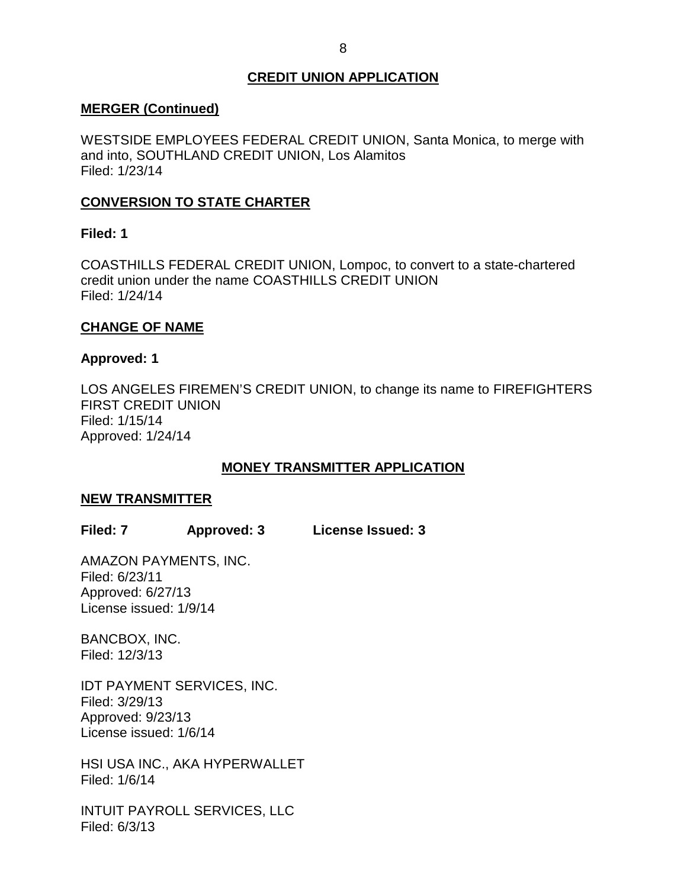## CREDIT UNION APPLICATION

### MERGER (Continued)

WESTSIDE EMPLOYEES FEDERAL CREDIT UNION, Santa Monica, to merge with and into, SOUTHLAND CREDIT UNION, Los Alamitos
Filed: 1/23/14

### CONVERSION TO STATE CHARTER

**Filed: 1**

COASTHILLS FEDERAL CREDIT UNION, Lompoc, to convert to a state-chartered credit union under the name COASTHILLS CREDIT UNION
Filed: 1/24/14

### CHANGE OF NAME

**Approved: 1**

LOS ANGELES FIREMEN'S CREDIT UNION, to change its name to FIREFIGHTERS FIRST CREDIT UNION
Filed: 1/15/14
Approved: 1/24/14

## MONEY TRANSMITTER APPLICATION

### NEW TRANSMITTER

**Filed: 7 Approved: 3 License Issued: 3**

AMAZON PAYMENTS, INC.
Filed: 6/23/11
Approved: 6/27/13
License issued: 1/9/14

BANCBOX, INC.
Filed: 12/3/13

IDT PAYMENT SERVICES, INC.
Filed: 3/29/13
Approved: 9/23/13
License issued: 1/6/14

HSI USA INC., AKA HYPERWALLET
Filed: 1/6/14

INTUIT PAYROLL SERVICES, LLC
Filed: 6/3/13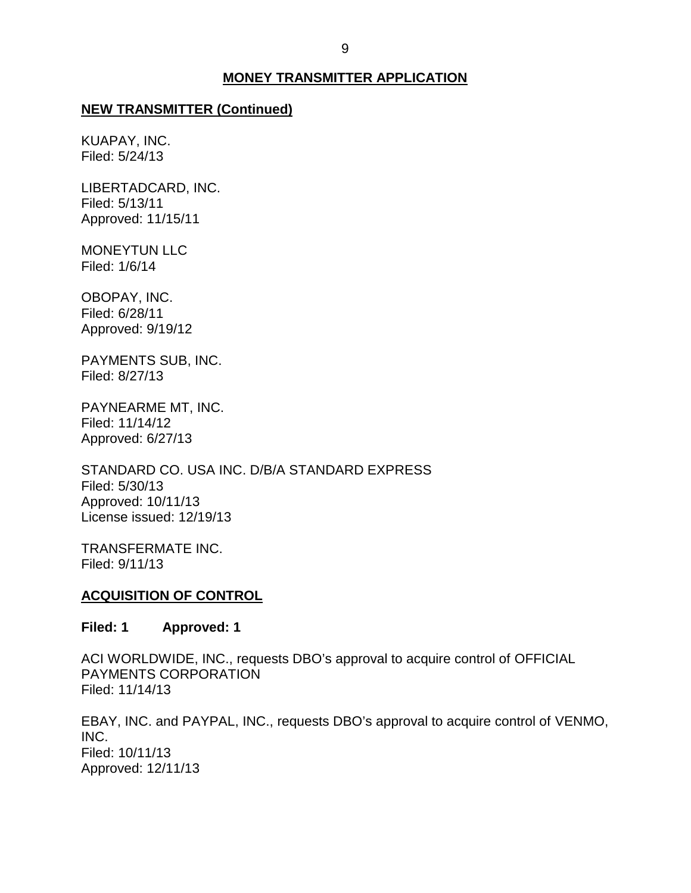## MONEY TRANSMITTER APPLICATION

### NEW TRANSMITTER (Continued)

KUAPAY, INC.
Filed: 5/24/13

LIBERTADCARD, INC.
Filed: 5/13/11
Approved: 11/15/11

MONEYTUN LLC
Filed: 1/6/14

OBOPAY, INC.
Filed: 6/28/11
Approved: 9/19/12

PAYMENTS SUB, INC.
Filed: 8/27/13

PAYNEARME MT, INC.
Filed: 11/14/12
Approved: 6/27/13

STANDARD CO. USA INC. D/B/A STANDARD EXPRESS
Filed: 5/30/13
Approved: 10/11/13
License issued: 12/19/13

TRANSFERMATE INC.
Filed: 9/11/13

### ACQUISITION OF CONTROL

**Filed: 1 Approved: 1**

ACI WORLDWIDE, INC., requests DBO's approval to acquire control of OFFICIAL PAYMENTS CORPORATION
Filed: 11/14/13

EBAY, INC. and PAYPAL, INC., requests DBO's approval to acquire control of VENMO, INC.
Filed: 10/11/13
Approved: 12/11/13